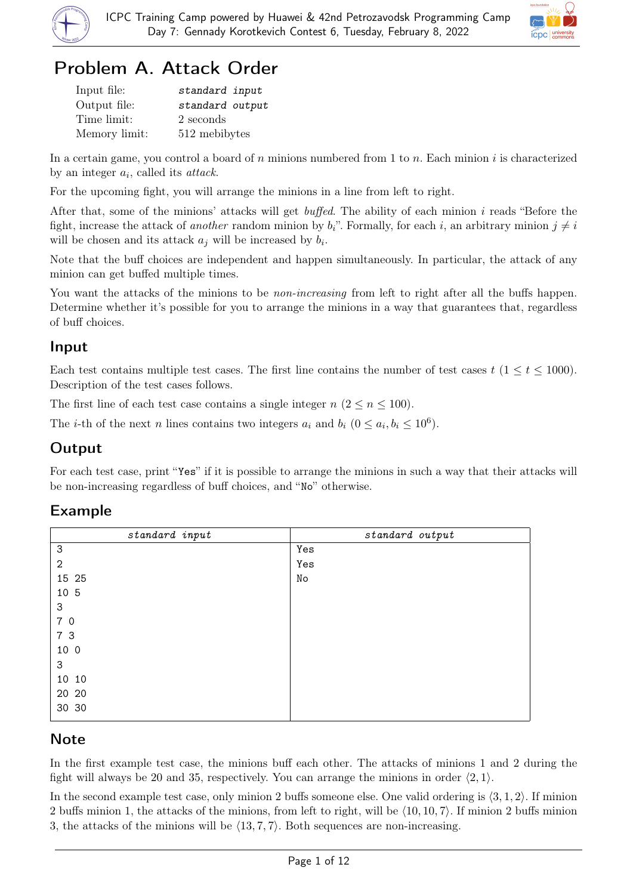# Problem A. Attack Order

| | |
|---|---|
| Input file: | *standard input* |
| Output file: | *standard output* |
| Time limit: | 2 seconds |
| Memory limit: | 512 mebibytes |

In a certain game, you control a board of $n$ minions numbered from 1 to $n$. Each minion $i$ is characterized by an integer $a_i$, called its *attack*.

For the upcoming fight, you will arrange the minions in a line from left to right.

After that, some of the minions' attacks will get *buffed*. The ability of each minion $i$ reads "Before the fight, increase the attack of *another* random minion by $b_i$". Formally, for each $i$, an arbitrary minion $j \neq i$ will be chosen and its attack $a_j$ will be increased by $b_i$.

Note that the buff choices are independent and happen simultaneously. In particular, the attack of any minion can get buffed multiple times.

You want the attacks of the minions to be *non-increasing* from left to right after all the buffs happen. Determine whether it's possible for you to arrange the minions in a way that guarantees that, regardless of buff choices.

## Input

Each test contains multiple test cases. The first line contains the number of test cases $t$ ($1 \le t \le 1000$). Description of the test cases follows.

The first line of each test case contains a single integer $n$ ($2 \le n \le 100$).

The $i$-th of the next $n$ lines contains two integers $a_i$ and $b_i$ ($0 \le a_i, b_i \le 10^6$).

## Output

For each test case, print "Yes" if it is possible to arrange the minions in such a way that their attacks will be non-increasing regardless of buff choices, and "No" otherwise.

## Example

| standard input | standard output |
|---|---|
| 3<br>2<br>15 25<br>10 5<br>3<br>7 0<br>7 3<br>10 0<br>3<br>10 10<br>20 20<br>30 30 | Yes<br>Yes<br>No |

## Note

In the first example test case, the minions buff each other. The attacks of minions 1 and 2 during the fight will always be 20 and 35, respectively. You can arrange the minions in order $\langle 2, 1 \rangle$.

In the second example test case, only minion 2 buffs someone else. One valid ordering is $\langle 3, 1, 2 \rangle$. If minion 2 buffs minion 1, the attacks of the minions, from left to right, will be $\langle 10, 10, 7 \rangle$. If minion 2 buffs minion 3, the attacks of the minions will be $\langle 13, 7, 7 \rangle$. Both sequences are non-increasing.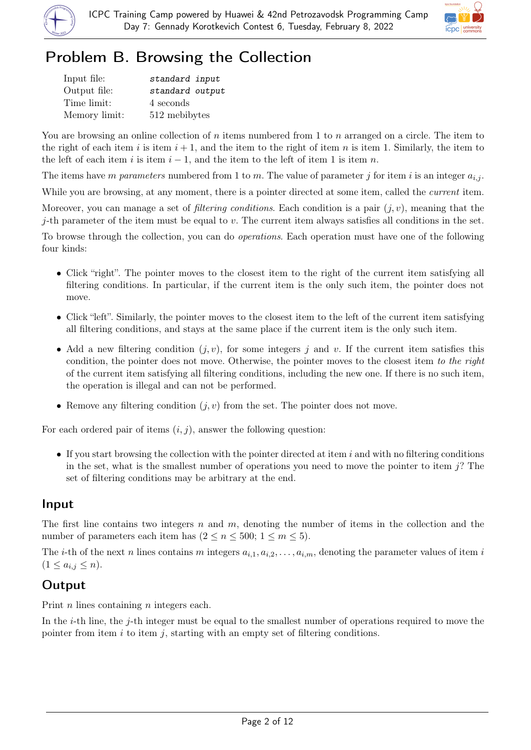# Problem B. Browsing the Collection

| | |
|---|---|
| Input file: | *standard input* |
| Output file: | *standard output* |
| Time limit: | 4 seconds |
| Memory limit: | 512 mebibytes |

You are browsing an online collection of $n$ items numbered from 1 to $n$ arranged on a circle. The item to the right of each item $i$ is item $i + 1$, and the item to the right of item $n$ is item 1. Similarly, the item to the left of each item $i$ is item $i - 1$, and the item to the left of item 1 is item $n$.

The items have $m$ *parameters* numbered from 1 to $m$. The value of parameter $j$ for item $i$ is an integer $a_{i,j}$.

While you are browsing, at any moment, there is a pointer directed at some item, called the *current* item.

Moreover, you can manage a set of *filtering conditions*. Each condition is a pair $(j, v)$, meaning that the $j$-th parameter of the item must be equal to $v$. The current item always satisfies all conditions in the set.

To browse through the collection, you can do *operations*. Each operation must have one of the following four kinds:

- Click "right". The pointer moves to the closest item to the right of the current item satisfying all filtering conditions. In particular, if the current item is the only such item, the pointer does not move.
- Click "left". Similarly, the pointer moves to the closest item to the left of the current item satisfying all filtering conditions, and stays at the same place if the current item is the only such item.
- Add a new filtering condition $(j, v)$, for some integers $j$ and $v$. If the current item satisfies this condition, the pointer does not move. Otherwise, the pointer moves to the closest item *to the right* of the current item satisfying all filtering conditions, including the new one. If there is no such item, the operation is illegal and can not be performed.
- Remove any filtering condition $(j, v)$ from the set. The pointer does not move.

For each ordered pair of items $(i, j)$, answer the following question:

- If you start browsing the collection with the pointer directed at item $i$ and with no filtering conditions in the set, what is the smallest number of operations you need to move the pointer to item $j$? The set of filtering conditions may be arbitrary at the end.

## Input

The first line contains two integers $n$ and $m$, denoting the number of items in the collection and the number of parameters each item has ($2 \le n \le 500$; $1 \le m \le 5$).

The $i$-th of the next $n$ lines contains $m$ integers $a_{i,1}, a_{i,2}, \ldots, a_{i,m}$, denoting the parameter values of item $i$ ($1 \le a_{i,j} \le n$).

## Output

Print $n$ lines containing $n$ integers each.

In the $i$-th line, the $j$-th integer must be equal to the smallest number of operations required to move the pointer from item $i$ to item $j$, starting with an empty set of filtering conditions.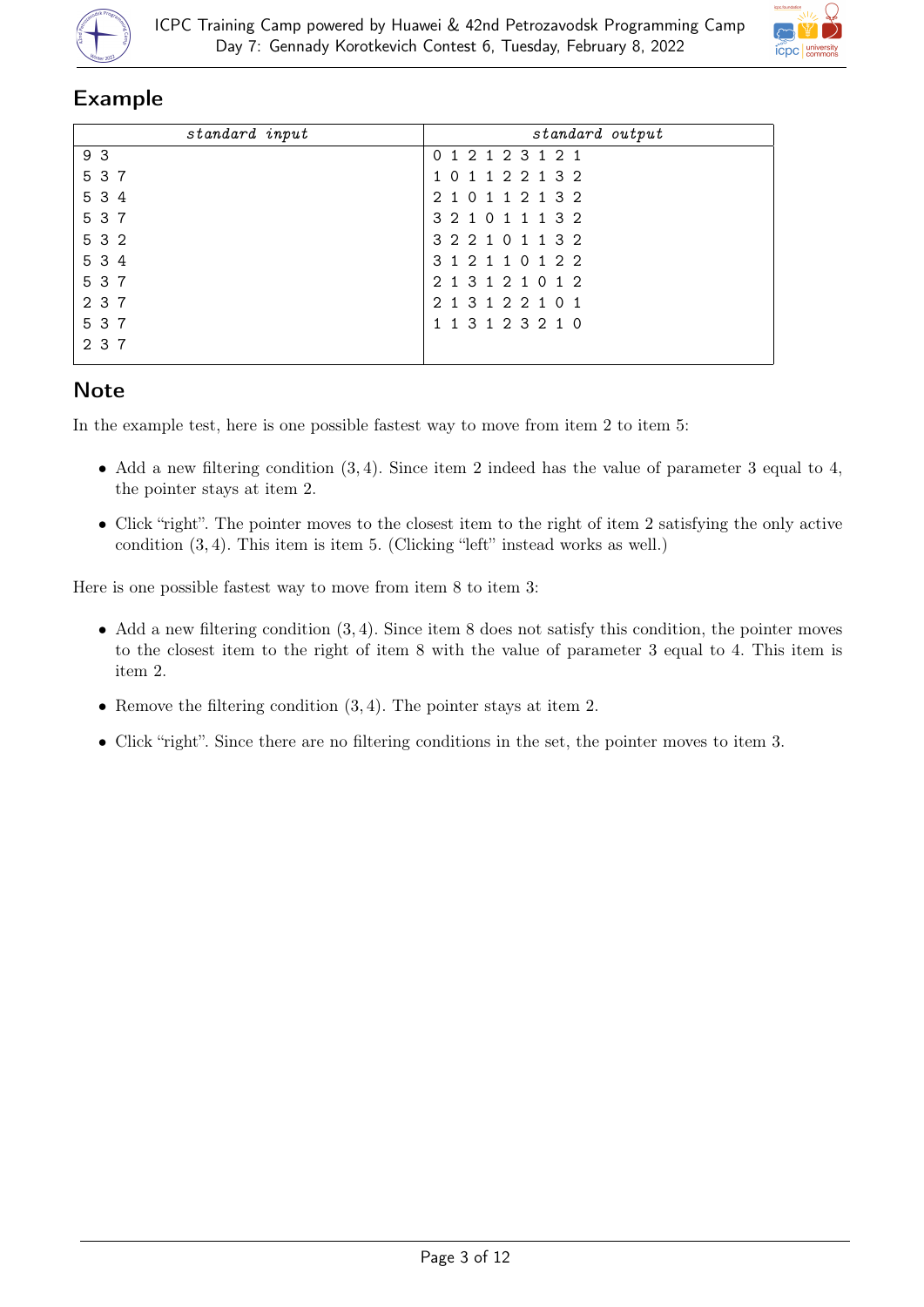## Example

| standard input | standard output |
|---|---|
| 9 3<br>5 3 7<br>5 3 4<br>5 3 7<br>5 3 2<br>5 3 4<br>5 3 7<br>2 3 7<br>5 3 7<br>2 3 7 | 0 1 2 1 2 3 1 2 1<br>1 0 1 1 2 2 1 3 2<br>2 1 0 1 1 2 1 3 2<br>3 2 1 0 1 1 1 3 2<br>3 2 2 1 0 1 1 3 2<br>3 1 2 1 1 0 1 2 2<br>2 1 3 1 2 1 0 1 2<br>2 1 3 1 2 2 1 0 1<br>1 1 3 1 2 3 2 1 0 |

## Note

In the example test, here is one possible fastest way to move from item 2 to item 5:

- Add a new filtering condition $(3, 4)$. Since item 2 indeed has the value of parameter 3 equal to 4, the pointer stays at item 2.
- Click "right". The pointer moves to the closest item to the right of item 2 satisfying the only active condition $(3, 4)$. This item is item 5. (Clicking "left" instead works as well.)

Here is one possible fastest way to move from item 8 to item 3:

- Add a new filtering condition $(3, 4)$. Since item 8 does not satisfy this condition, the pointer moves to the closest item to the right of item 8 with the value of parameter 3 equal to 4. This item is item 2.
- Remove the filtering condition $(3, 4)$. The pointer stays at item 2.
- Click "right". Since there are no filtering conditions in the set, the pointer moves to item 3.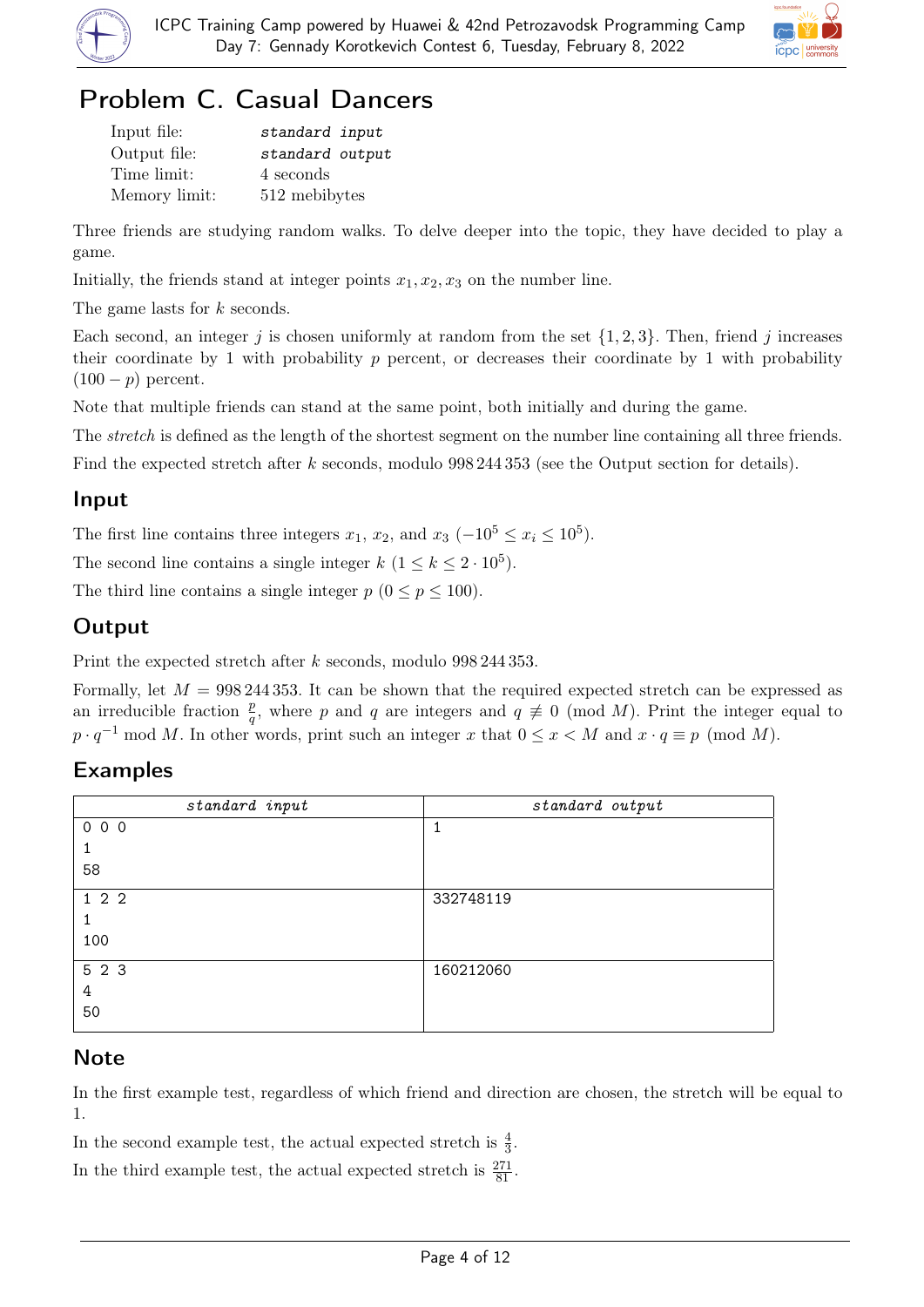# Problem C. Casual Dancers

| | |
|---|---|
| Input file: | *standard input* |
| Output file: | *standard output* |
| Time limit: | 4 seconds |
| Memory limit: | 512 mebibytes |

Three friends are studying random walks. To delve deeper into the topic, they have decided to play a game.

Initially, the friends stand at integer points $x_1, x_2, x_3$ on the number line.

The game lasts for $k$ seconds.

Each second, an integer $j$ is chosen uniformly at random from the set $\{1, 2, 3\}$. Then, friend $j$ increases their coordinate by 1 with probability $p$ percent, or decreases their coordinate by 1 with probability $(100 - p)$ percent.

Note that multiple friends can stand at the same point, both initially and during the game.

The *stretch* is defined as the length of the shortest segment on the number line containing all three friends.

Find the expected stretch after $k$ seconds, modulo 998 244 353 (see the Output section for details).

## Input

The first line contains three integers $x_1$, $x_2$, and $x_3$ ($-10^5 \le x_i \le 10^5$).

The second line contains a single integer $k$ ($1 \le k \le 2 \cdot 10^5$).

The third line contains a single integer $p$ ($0 \le p \le 100$).

## Output

Print the expected stretch after $k$ seconds, modulo 998 244 353.

Formally, let $M = 998\,244\,353$. It can be shown that the required expected stretch can be expressed as an irreducible fraction $\frac{p}{q}$, where $p$ and $q$ are integers and $q \not\equiv 0 \pmod{M}$. Print the integer equal to $p \cdot q^{-1} \bmod M$. In other words, print such an integer $x$ that $0 \le x < M$ and $x \cdot q \equiv p \pmod{M}$.

## Examples

| standard input | standard output |
|---|---|
| 0 0 0<br>1<br>58 | 1 |
| 1 2 2<br>1<br>100 | 332748119 |
| 5 2 3<br>4<br>50 | 160212060 |

## Note

In the first example test, regardless of which friend and direction are chosen, the stretch will be equal to 1.

In the second example test, the actual expected stretch is $\frac{4}{3}$.

In the third example test, the actual expected stretch is $\frac{271}{81}$.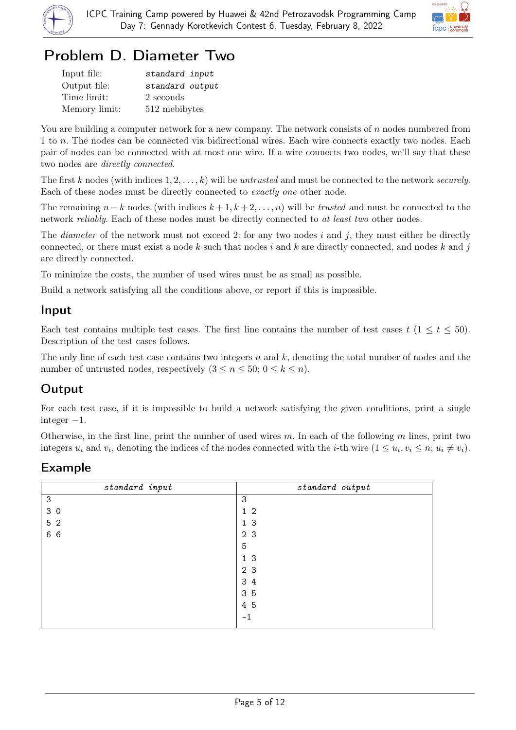# Problem D. Diameter Two

| | |
|---|---|
| Input file: | *standard input* |
| Output file: | *standard output* |
| Time limit: | 2 seconds |
| Memory limit: | 512 mebibytes |

You are building a computer network for a new company. The network consists of $n$ nodes numbered from 1 to $n$. The nodes can be connected via bidirectional wires. Each wire connects exactly two nodes. Each pair of nodes can be connected with at most one wire. If a wire connects two nodes, we'll say that these two nodes are *directly connected*.

The first $k$ nodes (with indices $1, 2, \ldots, k$) will be *untrusted* and must be connected to the network *securely*. Each of these nodes must be directly connected to *exactly one* other node.

The remaining $n - k$ nodes (with indices $k + 1, k + 2, \ldots, n$) will be *trusted* and must be connected to the network *reliably*. Each of these nodes must be directly connected to *at least two* other nodes.

The *diameter* of the network must not exceed 2: for any two nodes $i$ and $j$, they must either be directly connected, or there must exist a node $k$ such that nodes $i$ and $k$ are directly connected, and nodes $k$ and $j$ are directly connected.

To minimize the costs, the number of used wires must be as small as possible.

Build a network satisfying all the conditions above, or report if this is impossible.

## Input

Each test contains multiple test cases. The first line contains the number of test cases $t$ ($1 \le t \le 50$). Description of the test cases follows.

The only line of each test case contains two integers $n$ and $k$, denoting the total number of nodes and the number of untrusted nodes, respectively ($3 \le n \le 50$; $0 \le k \le n$).

## Output

For each test case, if it is impossible to build a network satisfying the given conditions, print a single integer $-1$.

Otherwise, in the first line, print the number of used wires $m$. In each of the following $m$ lines, print two integers $u_i$ and $v_i$, denoting the indices of the nodes connected with the $i$-th wire ($1 \le u_i, v_i \le n$; $u_i \ne v_i$).

## Example

| standard input | standard output |
|---|---|
| 3<br>3 0<br>5 2<br>6 6 | 3<br>1 2<br>1 3<br>2 3<br>5<br>1 3<br>2 3<br>3 4<br>3 5<br>4 5<br>-1 |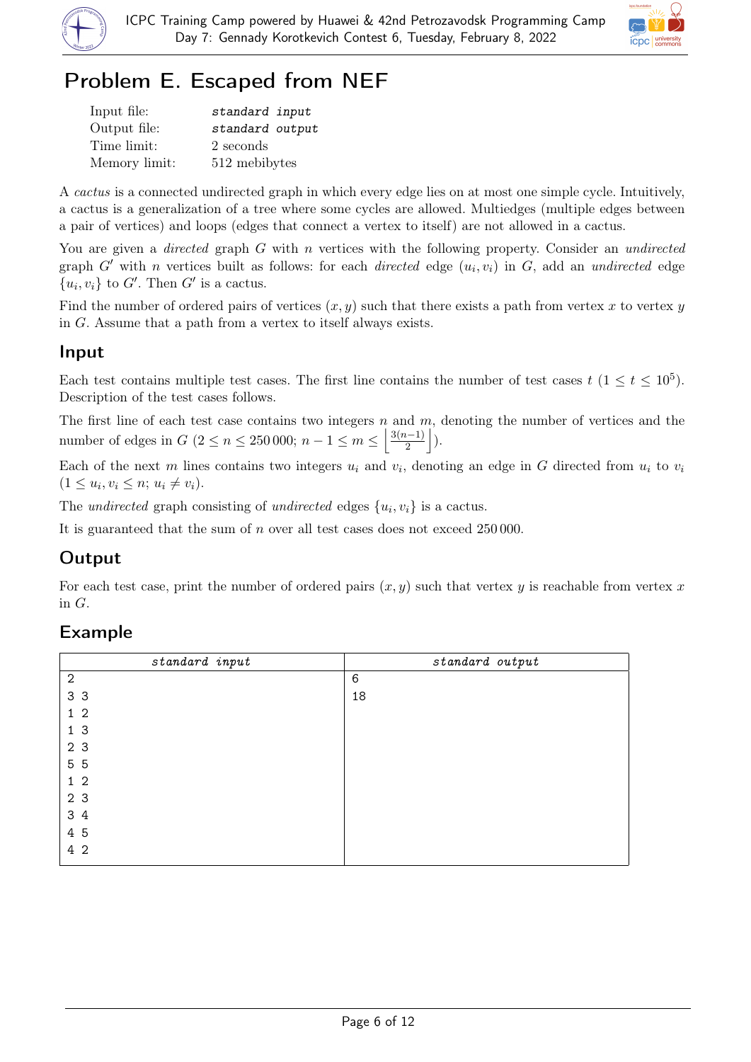# Problem E. Escaped from NEF

| | |
|---|---|
| Input file: | *standard input* |
| Output file: | *standard output* |
| Time limit: | 2 seconds |
| Memory limit: | 512 mebibytes |

A *cactus* is a connected undirected graph in which every edge lies on at most one simple cycle. Intuitively, a cactus is a generalization of a tree where some cycles are allowed. Multiedges (multiple edges between a pair of vertices) and loops (edges that connect a vertex to itself) are not allowed in a cactus.

You are given a *directed* graph $G$ with $n$ vertices with the following property. Consider an *undirected* graph $G'$ with $n$ vertices built as follows: for each *directed* edge $(u_i, v_i)$ in $G$, add an *undirected* edge $\{u_i, v_i\}$ to $G'$. Then $G'$ is a cactus.

Find the number of ordered pairs of vertices $(x, y)$ such that there exists a path from vertex $x$ to vertex $y$ in $G$. Assume that a path from a vertex to itself always exists.

## Input

Each test contains multiple test cases. The first line contains the number of test cases $t$ ($1 \le t \le 10^5$). Description of the test cases follows.

The first line of each test case contains two integers $n$ and $m$, denoting the number of vertices and the number of edges in $G$ ($2 \le n \le 250\,000$; $n - 1 \le m \le \left\lfloor \frac{3(n-1)}{2} \right\rfloor$).

Each of the next $m$ lines contains two integers $u_i$ and $v_i$, denoting an edge in $G$ directed from $u_i$ to $v_i$ ($1 \le u_i, v_i \le n$; $u_i \ne v_i$).

The *undirected* graph consisting of *undirected* edges $\{u_i, v_i\}$ is a cactus.

It is guaranteed that the sum of $n$ over all test cases does not exceed $250\,000$.

## Output

For each test case, print the number of ordered pairs $(x, y)$ such that vertex $y$ is reachable from vertex $x$ in $G$.

## Example

| standard input | standard output |
|---|---|
| 2<br>3 3<br>1 2<br>1 3<br>2 3<br>5 5<br>1 2<br>2 3<br>3 4<br>4 5<br>4 2 | 6<br>18 |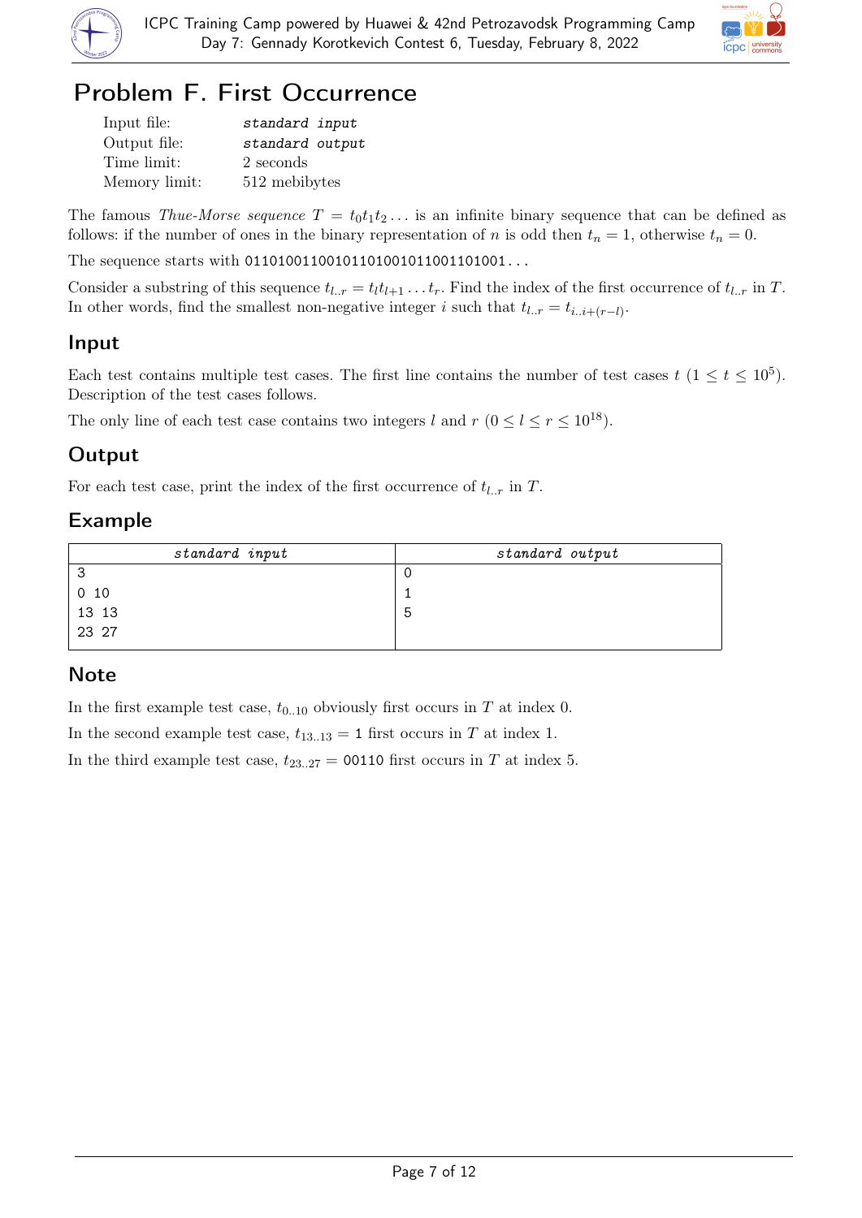# Problem F. First Occurrence

| | |
|---|---|
| Input file: | *standard input* |
| Output file: | *standard output* |
| Time limit: | 2 seconds |
| Memory limit: | 512 mebibytes |

The famous *Thue-Morse sequence* $T = t_0 t_1 t_2 \ldots$ is an infinite binary sequence that can be defined as follows: if the number of ones in the binary representation of $n$ is odd then $t_n = 1$, otherwise $t_n = 0$.

The sequence starts with 01101001100101101001011001101001...

Consider a substring of this sequence $t_{l..r} = t_l t_{l+1} \ldots t_r$. Find the index of the first occurrence of $t_{l..r}$ in $T$. In other words, find the smallest non-negative integer $i$ such that $t_{l..r} = t_{i..i+(r-l)}$.

## Input

Each test contains multiple test cases. The first line contains the number of test cases $t$ ($1 \le t \le 10^5$). Description of the test cases follows.

The only line of each test case contains two integers $l$ and $r$ ($0 \le l \le r \le 10^{18}$).

## Output

For each test case, print the index of the first occurrence of $t_{l..r}$ in $T$.

## Example

| *standard input* | *standard output* |
|---|---|
| 3<br>0 10<br>13 13<br>23 27 | 0<br>1<br>5 |

## Note

In the first example test case, $t_{0..10}$ obviously first occurs in $T$ at index 0.

In the second example test case, $t_{13..13} =$ 1 first occurs in $T$ at index 1.

In the third example test case, $t_{23..27} =$ 00110 first occurs in $T$ at index 5.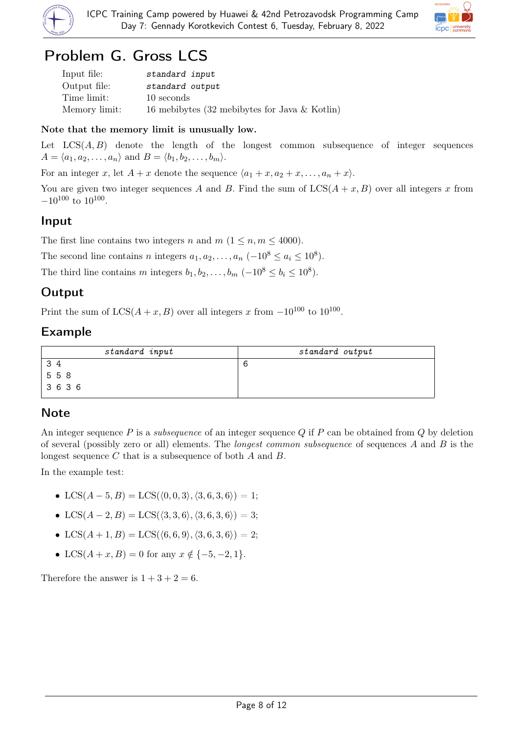# Problem G. Gross LCS

| | |
|---|---|
| Input file: | *standard input* |
| Output file: | *standard output* |
| Time limit: | 10 seconds |
| Memory limit: | 16 mebibytes (32 mebibytes for Java & Kotlin) |

**Note that the memory limit is unusually low.**

Let $\mathrm{LCS}(A, B)$ denote the length of the longest common subsequence of integer sequences $A = \langle a_1, a_2, \ldots, a_n \rangle$ and $B = \langle b_1, b_2, \ldots, b_m \rangle$.

For an integer $x$, let $A + x$ denote the sequence $\langle a_1 + x, a_2 + x, \ldots, a_n + x \rangle$.

You are given two integer sequences $A$ and $B$. Find the sum of $\mathrm{LCS}(A + x, B)$ over all integers $x$ from $-10^{100}$ to $10^{100}$.

## Input

The first line contains two integers $n$ and $m$ ($1 \le n, m \le 4000$).

The second line contains $n$ integers $a_1, a_2, \ldots, a_n$ ($-10^8 \le a_i \le 10^8$).

The third line contains $m$ integers $b_1, b_2, \ldots, b_m$ ($-10^8 \le b_i \le 10^8$).

## Output

Print the sum of $\mathrm{LCS}(A + x, B)$ over all integers $x$ from $-10^{100}$ to $10^{100}$.

## Example

| standard input | standard output |
|---|---|
| 3 4<br>5 5 8<br>3 6 3 6 | 6 |

## Note

An integer sequence $P$ is a *subsequence* of an integer sequence $Q$ if $P$ can be obtained from $Q$ by deletion of several (possibly zero or all) elements. The *longest common subsequence* of sequences $A$ and $B$ is the longest sequence $C$ that is a subsequence of both $A$ and $B$.

In the example test:

- $\mathrm{LCS}(A - 5, B) = \mathrm{LCS}(\langle 0, 0, 3 \rangle, \langle 3, 6, 3, 6 \rangle) = 1$;
- $\mathrm{LCS}(A - 2, B) = \mathrm{LCS}(\langle 3, 3, 6 \rangle, \langle 3, 6, 3, 6 \rangle) = 3$;
- $\mathrm{LCS}(A + 1, B) = \mathrm{LCS}(\langle 6, 6, 9 \rangle, \langle 3, 6, 3, 6 \rangle) = 2$;
- $\mathrm{LCS}(A + x, B) = 0$ for any $x \notin \{-5, -2, 1\}$.

Therefore the answer is $1 + 3 + 2 = 6$.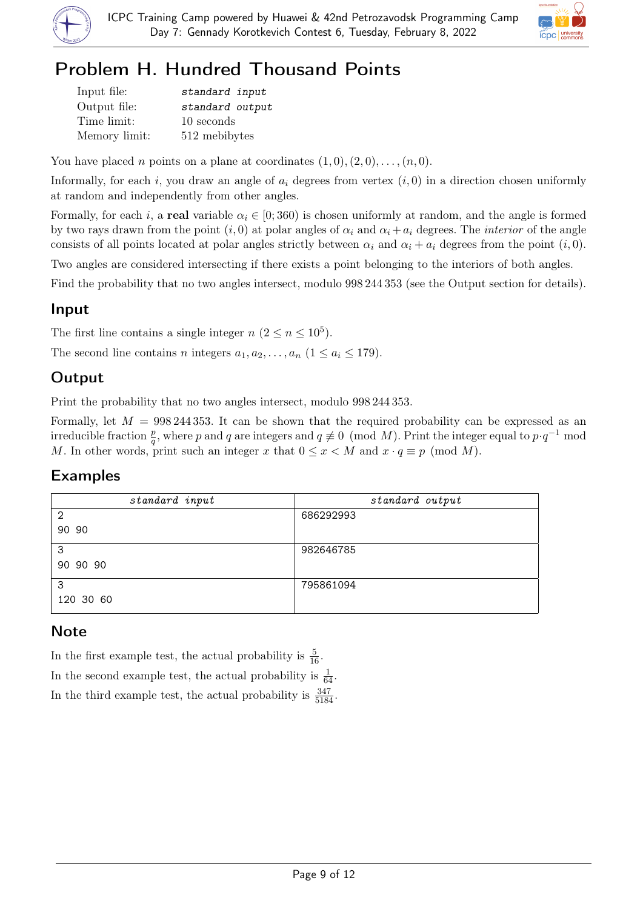# Problem H. Hundred Thousand Points

| | |
|---|---|
| Input file: | *standard input* |
| Output file: | *standard output* |
| Time limit: | 10 seconds |
| Memory limit: | 512 mebibytes |

You have placed $n$ points on a plane at coordinates $(1, 0), (2, 0), \ldots, (n, 0)$.

Informally, for each $i$, you draw an angle of $a_i$ degrees from vertex $(i, 0)$ in a direction chosen uniformly at random and independently from other angles.

Formally, for each $i$, a **real** variable $\alpha_i \in [0; 360)$ is chosen uniformly at random, and the angle is formed by two rays drawn from the point $(i, 0)$ at polar angles of $\alpha_i$ and $\alpha_i + a_i$ degrees. The *interior* of the angle consists of all points located at polar angles strictly between $\alpha_i$ and $\alpha_i + a_i$ degrees from the point $(i, 0)$.

Two angles are considered intersecting if there exists a point belonging to the interiors of both angles.

Find the probability that no two angles intersect, modulo 998 244 353 (see the Output section for details).

## Input

The first line contains a single integer $n$ ($2 \le n \le 10^5$).

The second line contains $n$ integers $a_1, a_2, \ldots, a_n$ ($1 \le a_i \le 179$).

## Output

Print the probability that no two angles intersect, modulo 998 244 353.

Formally, let $M = 998\,244\,353$. It can be shown that the required probability can be expressed as an irreducible fraction $\frac{p}{q}$, where $p$ and $q$ are integers and $q \not\equiv 0 \pmod{M}$. Print the integer equal to $p \cdot q^{-1} \bmod M$. In other words, print such an integer $x$ that $0 \le x < M$ and $x \cdot q \equiv p \pmod{M}$.

## Examples

| standard input | standard output |
|---|---|
| 2<br>90 90 | 686292993 |
| 3<br>90 90 90 | 982646785 |
| 3<br>120 30 60 | 795861094 |

## Note

In the first example test, the actual probability is $\frac{5}{16}$.

In the second example test, the actual probability is $\frac{1}{64}$.

In the third example test, the actual probability is $\frac{347}{5184}$.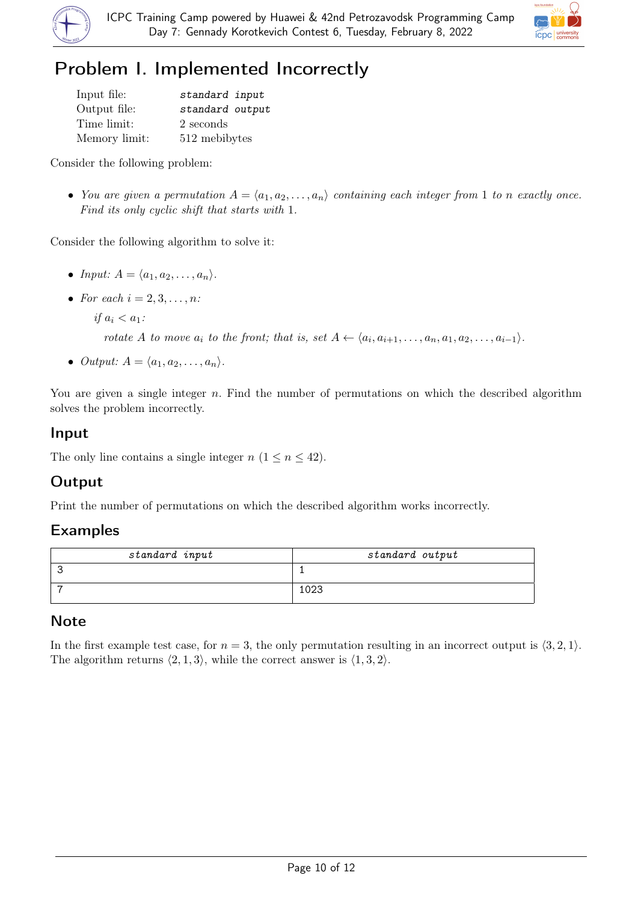# Problem I. Implemented Incorrectly

| | |
|---|---|
| Input file: | *standard input* |
| Output file: | *standard output* |
| Time limit: | 2 seconds |
| Memory limit: | 512 mebibytes |

Consider the following problem:

- *You are given a permutation $A = \langle a_1, a_2, \ldots, a_n \rangle$ containing each integer from 1 to $n$ exactly once. Find its only cyclic shift that starts with 1.*

Consider the following algorithm to solve it:

- *Input:* $A = \langle a_1, a_2, \ldots, a_n \rangle$.
- *For each* $i = 2, 3, \ldots, n$:

  *if* $a_i < a_1$:

  *rotate A to move $a_i$ to the front; that is, set* $A \leftarrow \langle a_i, a_{i+1}, \ldots, a_n, a_1, a_2, \ldots, a_{i-1} \rangle$.
- *Output:* $A = \langle a_1, a_2, \ldots, a_n \rangle$.

You are given a single integer $n$. Find the number of permutations on which the described algorithm solves the problem incorrectly.

## Input

The only line contains a single integer $n$ ($1 \le n \le 42$).

## Output

Print the number of permutations on which the described algorithm works incorrectly.

## Examples

| standard input | standard output |
|---|---|
| 3 | 1 |
| 7 | 1023 |

## Note

In the first example test case, for $n = 3$, the only permutation resulting in an incorrect output is $\langle 3, 2, 1 \rangle$. The algorithm returns $\langle 2, 1, 3 \rangle$, while the correct answer is $\langle 1, 3, 2 \rangle$.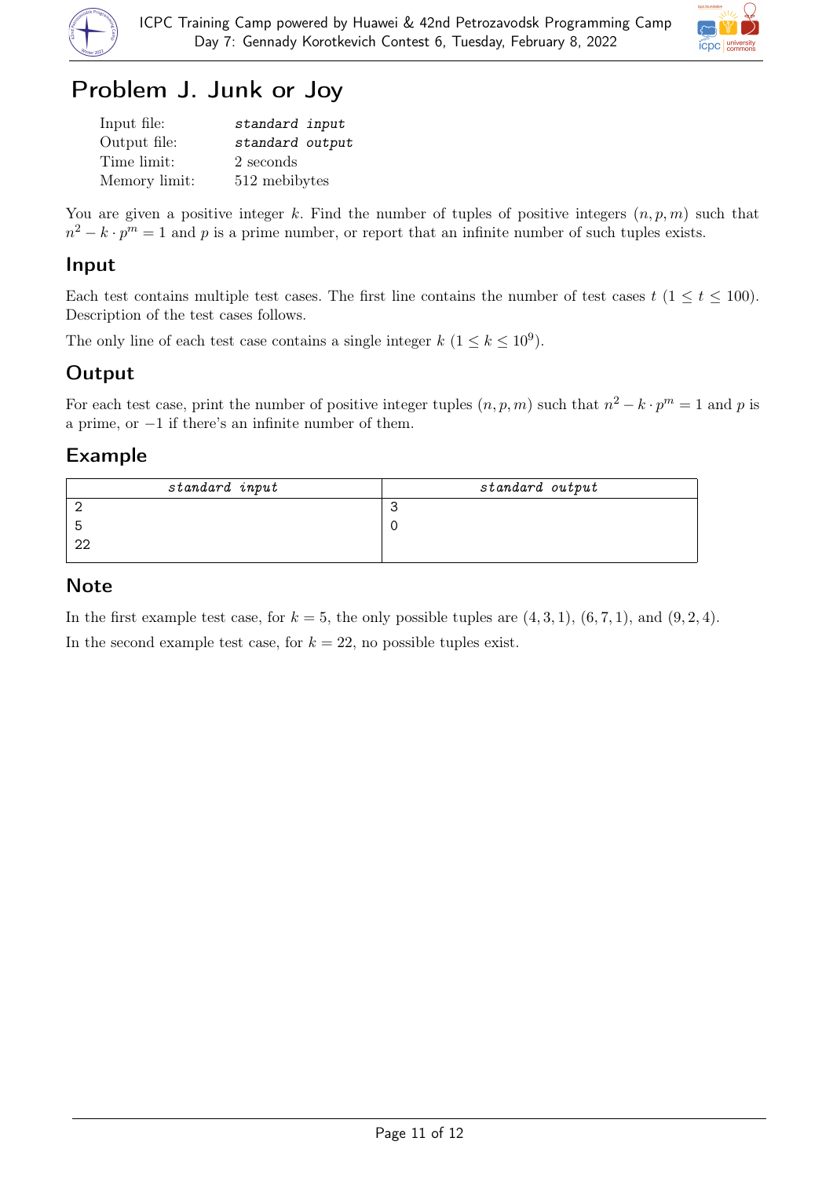# Problem J. Junk or Joy

| | |
|---|---|
| Input file: | *standard input* |
| Output file: | *standard output* |
| Time limit: | 2 seconds |
| Memory limit: | 512 mebibytes |

You are given a positive integer $k$. Find the number of tuples of positive integers $(n, p, m)$ such that $n^2 - k \cdot p^m = 1$ and $p$ is a prime number, or report that an infinite number of such tuples exists.

## Input

Each test contains multiple test cases. The first line contains the number of test cases $t$ ($1 \le t \le 100$). Description of the test cases follows.

The only line of each test case contains a single integer $k$ ($1 \le k \le 10^9$).

## Output

For each test case, print the number of positive integer tuples $(n, p, m)$ such that $n^2 - k \cdot p^m = 1$ and $p$ is a prime, or $-1$ if there's an infinite number of them.

## Example

| standard input | standard output |
|---|---|
| 2<br>5<br>22 | 3<br>0 |

## Note

In the first example test case, for $k = 5$, the only possible tuples are $(4, 3, 1)$, $(6, 7, 1)$, and $(9, 2, 4)$.

In the second example test case, for $k = 22$, no possible tuples exist.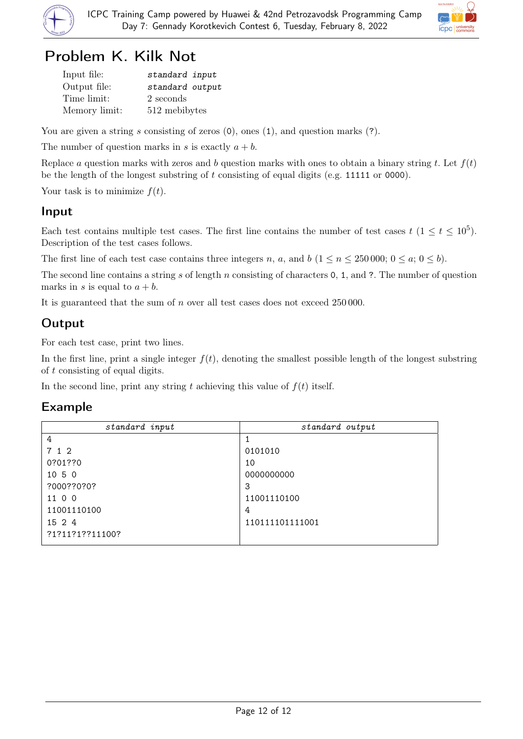# Problem K. Kilk Not

| | |
|---|---|
| Input file: | *standard input* |
| Output file: | *standard output* |
| Time limit: | 2 seconds |
| Memory limit: | 512 mebibytes |

You are given a string $s$ consisting of zeros (0), ones (1), and question marks (?).

The number of question marks in $s$ is exactly $a + b$.

Replace $a$ question marks with zeros and $b$ question marks with ones to obtain a binary string $t$. Let $f(t)$ be the length of the longest substring of $t$ consisting of equal digits (e.g. 11111 or 0000).

Your task is to minimize $f(t)$.

## Input

Each test contains multiple test cases. The first line contains the number of test cases $t$ ($1 \le t \le 10^5$). Description of the test cases follows.

The first line of each test case contains three integers $n$, $a$, and $b$ ($1 \le n \le 250\,000$; $0 \le a$; $0 \le b$).

The second line contains a string $s$ of length $n$ consisting of characters 0, 1, and ?. The number of question marks in $s$ is equal to $a + b$.

It is guaranteed that the sum of $n$ over all test cases does not exceed 250 000.

## Output

For each test case, print two lines.

In the first line, print a single integer $f(t)$, denoting the smallest possible length of the longest substring of $t$ consisting of equal digits.

In the second line, print any string $t$ achieving this value of $f(t)$ itself.

## Example

| standard input | standard output |
|---|---|
| 4 | 1 |
| 7 1 2 | 0101010 |
| 0?01??0 | 10 |
| 10 5 0 | 0000000000 |
| ?000??0?0? | 3 |
| 11 0 0 | 11001110100 |
| 11001110100 | 4 |
| 15 2 4 | 110111101111001 |
| ?1?11?1??11100? | |